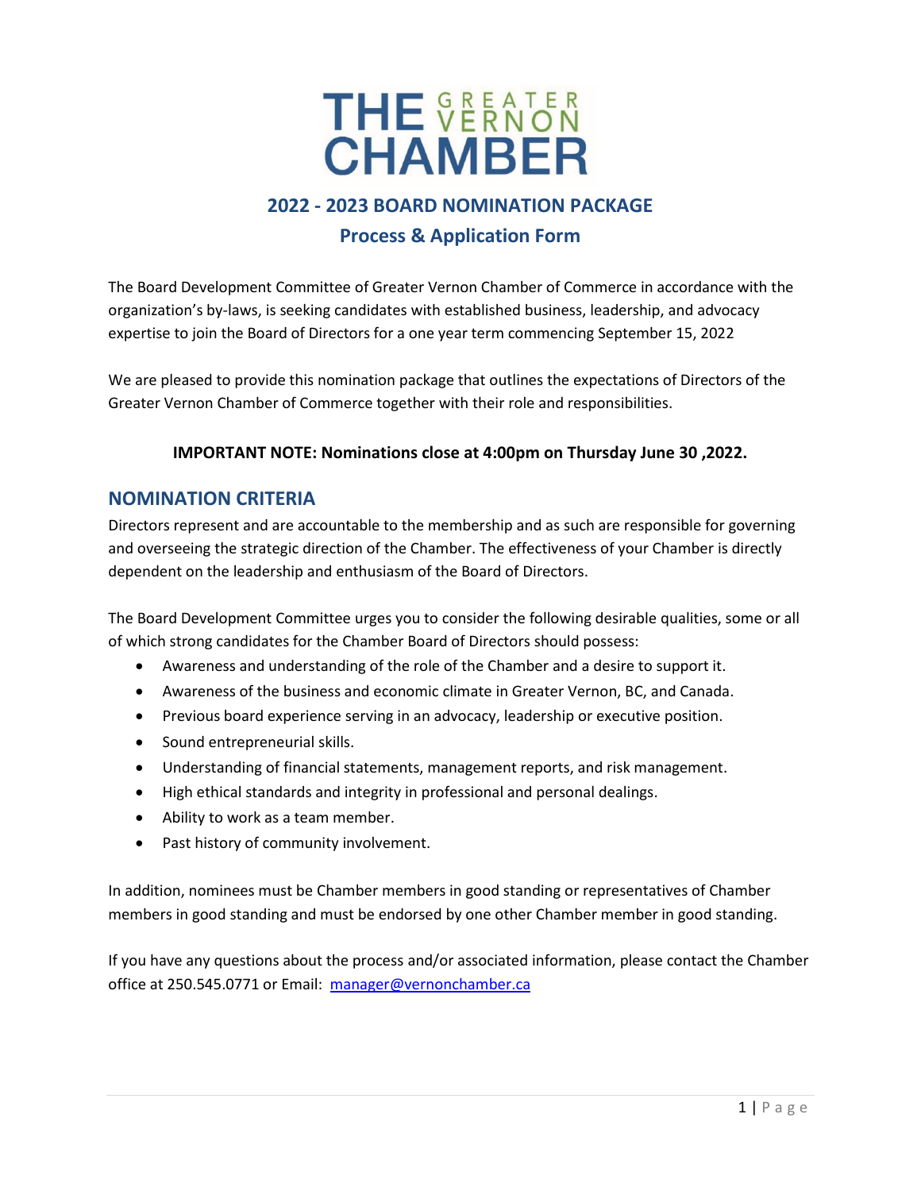# THE GREATER VERNON CHAMBER

## 2022 - 2023 BOARD NOMINATION PACKAGE

## Process & Application Form

The Board Development Committee of Greater Vernon Chamber of Commerce in accordance with the organization's by-laws, is seeking candidates with established business, leadership, and advocacy expertise to join the Board of Directors for a one year term commencing September 15, 2022

We are pleased to provide this nomination package that outlines the expectations of Directors of the Greater Vernon Chamber of Commerce together with their role and responsibilities.

**IMPORTANT NOTE: Nominations close at 4:00pm on Thursday June 30 ,2022.**

## NOMINATION CRITERIA

Directors represent and are accountable to the membership and as such are responsible for governing and overseeing the strategic direction of the Chamber. The effectiveness of your Chamber is directly dependent on the leadership and enthusiasm of the Board of Directors.

The Board Development Committee urges you to consider the following desirable qualities, some or all of which strong candidates for the Chamber Board of Directors should possess:

- Awareness and understanding of the role of the Chamber and a desire to support it.
- Awareness of the business and economic climate in Greater Vernon, BC, and Canada.
- Previous board experience serving in an advocacy, leadership or executive position.
- Sound entrepreneurial skills.
- Understanding of financial statements, management reports, and risk management.
- High ethical standards and integrity in professional and personal dealings.
- Ability to work as a team member.
- Past history of community involvement.

In addition, nominees must be Chamber members in good standing or representatives of Chamber members in good standing and must be endorsed by one other Chamber member in good standing.

If you have any questions about the process and/or associated information, please contact the Chamber office at 250.545.0771 or Email: manager@vernonchamber.ca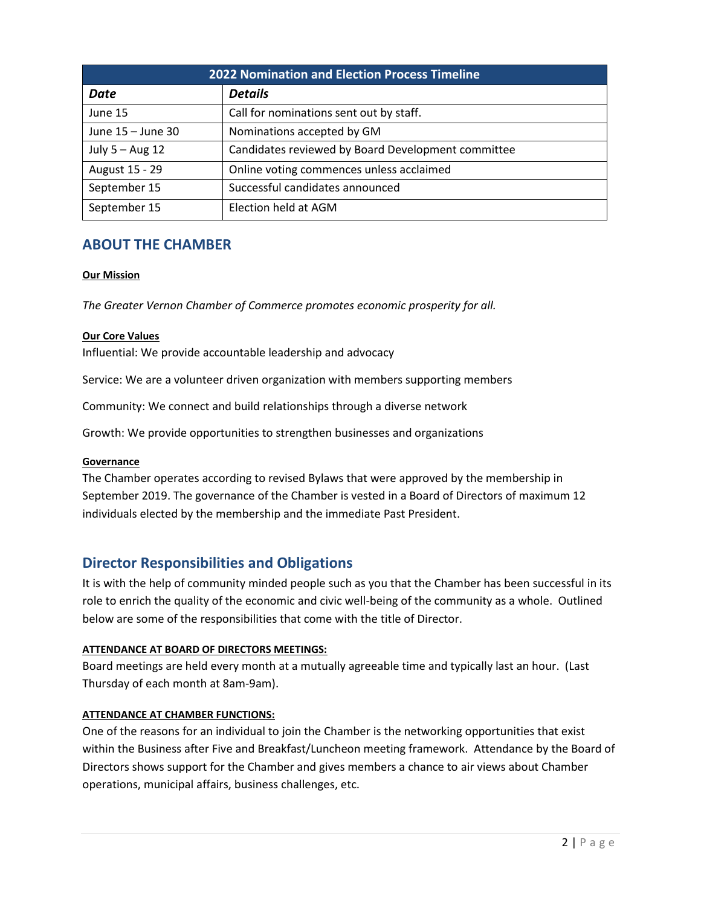| 2022 Nomination and Election Process Timeline | |
|---|---|
| ***Date*** | ***Details*** |
| June 15 | Call for nominations sent out by staff. |
| June 15 – June 30 | Nominations accepted by GM |
| July 5 – Aug 12 | Candidates reviewed by Board Development committee |
| August 15 - 29 | Online voting commences unless acclaimed |
| September 15 | Successful candidates announced |
| September 15 | Election held at AGM |

## ABOUT THE CHAMBER

**Our Mission**

*The Greater Vernon Chamber of Commerce promotes economic prosperity for all.*

**Our Core Values**

Influential: We provide accountable leadership and advocacy

Service: We are a volunteer driven organization with members supporting members

Community: We connect and build relationships through a diverse network

Growth: We provide opportunities to strengthen businesses and organizations

**Governance**

The Chamber operates according to revised Bylaws that were approved by the membership in September 2019. The governance of the Chamber is vested in a Board of Directors of maximum 12 individuals elected by the membership and the immediate Past President.

## Director Responsibilities and Obligations

It is with the help of community minded people such as you that the Chamber has been successful in its role to enrich the quality of the economic and civic well-being of the community as a whole. Outlined below are some of the responsibilities that come with the title of Director.

**ATTENDANCE AT BOARD OF DIRECTORS MEETINGS:**

Board meetings are held every month at a mutually agreeable time and typically last an hour. (Last Thursday of each month at 8am-9am).

**ATTENDANCE AT CHAMBER FUNCTIONS:**

One of the reasons for an individual to join the Chamber is the networking opportunities that exist within the Business after Five and Breakfast/Luncheon meeting framework. Attendance by the Board of Directors shows support for the Chamber and gives members a chance to air views about Chamber operations, municipal affairs, business challenges, etc.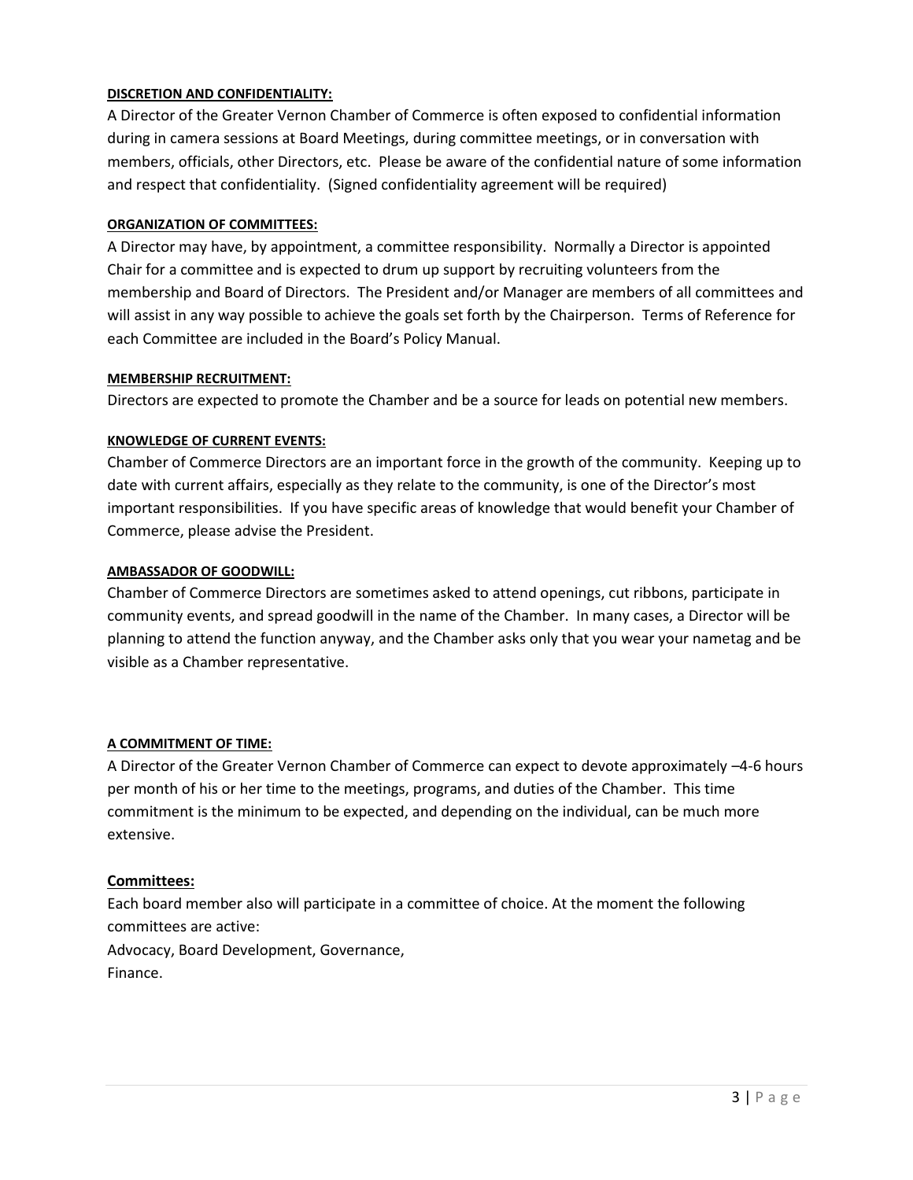**DISCRETION AND CONFIDENTIALITY:**

A Director of the Greater Vernon Chamber of Commerce is often exposed to confidential information during in camera sessions at Board Meetings, during committee meetings, or in conversation with members, officials, other Directors, etc. Please be aware of the confidential nature of some information and respect that confidentiality. (Signed confidentiality agreement will be required)

**ORGANIZATION OF COMMITTEES:**

A Director may have, by appointment, a committee responsibility. Normally a Director is appointed Chair for a committee and is expected to drum up support by recruiting volunteers from the membership and Board of Directors. The President and/or Manager are members of all committees and will assist in any way possible to achieve the goals set forth by the Chairperson. Terms of Reference for each Committee are included in the Board's Policy Manual.

**MEMBERSHIP RECRUITMENT:**

Directors are expected to promote the Chamber and be a source for leads on potential new members.

**KNOWLEDGE OF CURRENT EVENTS:**

Chamber of Commerce Directors are an important force in the growth of the community. Keeping up to date with current affairs, especially as they relate to the community, is one of the Director's most important responsibilities. If you have specific areas of knowledge that would benefit your Chamber of Commerce, please advise the President.

**AMBASSADOR OF GOODWILL:**

Chamber of Commerce Directors are sometimes asked to attend openings, cut ribbons, participate in community events, and spread goodwill in the name of the Chamber. In many cases, a Director will be planning to attend the function anyway, and the Chamber asks only that you wear your nametag and be visible as a Chamber representative.

**A COMMITMENT OF TIME:**

A Director of the Greater Vernon Chamber of Commerce can expect to devote approximately –4-6 hours per month of his or her time to the meetings, programs, and duties of the Chamber. This time commitment is the minimum to be expected, and depending on the individual, can be much more extensive.

**Committees:**

Each board member also will participate in a committee of choice. At the moment the following committees are active:
Advocacy, Board Development, Governance,
Finance.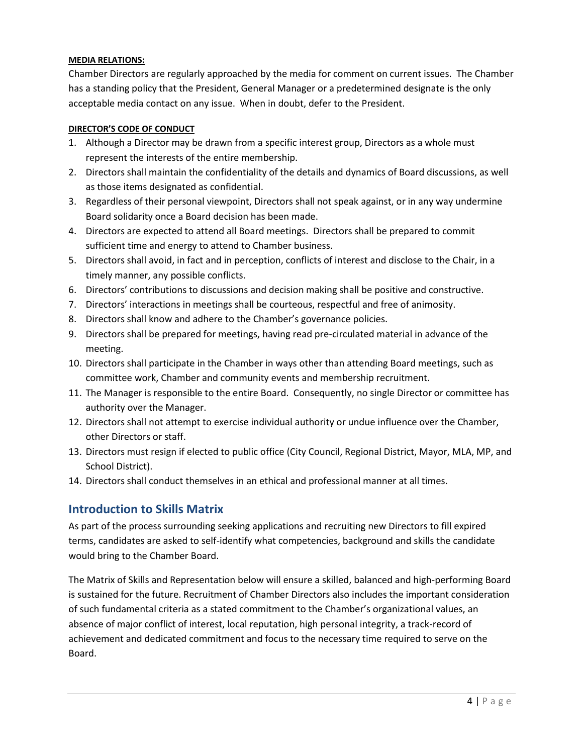**MEDIA RELATIONS:**

Chamber Directors are regularly approached by the media for comment on current issues. The Chamber has a standing policy that the President, General Manager or a predetermined designate is the only acceptable media contact on any issue. When in doubt, defer to the President.

**DIRECTOR'S CODE OF CONDUCT**

1. Although a Director may be drawn from a specific interest group, Directors as a whole must represent the interests of the entire membership.
2. Directors shall maintain the confidentiality of the details and dynamics of Board discussions, as well as those items designated as confidential.
3. Regardless of their personal viewpoint, Directors shall not speak against, or in any way undermine Board solidarity once a Board decision has been made.
4. Directors are expected to attend all Board meetings. Directors shall be prepared to commit sufficient time and energy to attend to Chamber business.
5. Directors shall avoid, in fact and in perception, conflicts of interest and disclose to the Chair, in a timely manner, any possible conflicts.
6. Directors' contributions to discussions and decision making shall be positive and constructive.
7. Directors' interactions in meetings shall be courteous, respectful and free of animosity.
8. Directors shall know and adhere to the Chamber's governance policies.
9. Directors shall be prepared for meetings, having read pre-circulated material in advance of the meeting.
10. Directors shall participate in the Chamber in ways other than attending Board meetings, such as committee work, Chamber and community events and membership recruitment.
11. The Manager is responsible to the entire Board. Consequently, no single Director or committee has authority over the Manager.
12. Directors shall not attempt to exercise individual authority or undue influence over the Chamber, other Directors or staff.
13. Directors must resign if elected to public office (City Council, Regional District, Mayor, MLA, MP, and School District).
14. Directors shall conduct themselves in an ethical and professional manner at all times.

## Introduction to Skills Matrix

As part of the process surrounding seeking applications and recruiting new Directors to fill expired terms, candidates are asked to self-identify what competencies, background and skills the candidate would bring to the Chamber Board.

The Matrix of Skills and Representation below will ensure a skilled, balanced and high-performing Board is sustained for the future. Recruitment of Chamber Directors also includes the important consideration of such fundamental criteria as a stated commitment to the Chamber's organizational values, an absence of major conflict of interest, local reputation, high personal integrity, a track-record of achievement and dedicated commitment and focus to the necessary time required to serve on the Board.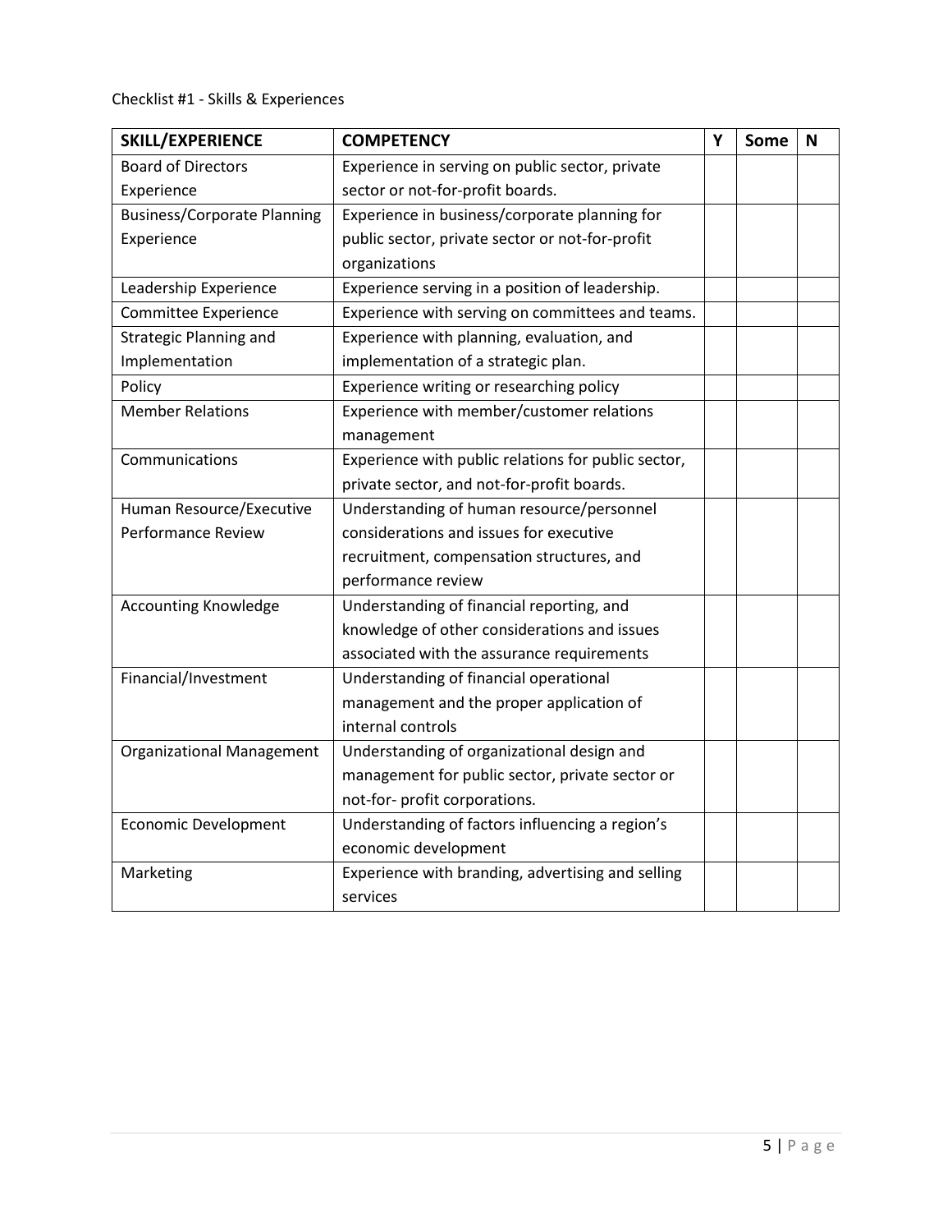Checklist #1 - Skills & Experiences

| **SKILL/EXPERIENCE** | **COMPETENCY** | **Y** | **Some** | **N** |
|---|---|---|---|---|
| Board of Directors Experience | Experience in serving on public sector, private sector or not-for-profit boards. | | | |
| Business/Corporate Planning Experience | Experience in business/corporate planning for public sector, private sector or not-for-profit organizations | | | |
| Leadership Experience | Experience serving in a position of leadership. | | | |
| Committee Experience | Experience with serving on committees and teams. | | | |
| Strategic Planning and Implementation | Experience with planning, evaluation, and implementation of a strategic plan. | | | |
| Policy | Experience writing or researching policy | | | |
| Member Relations | Experience with member/customer relations management | | | |
| Communications | Experience with public relations for public sector, private sector, and not-for-profit boards. | | | |
| Human Resource/Executive Performance Review | Understanding of human resource/personnel considerations and issues for executive recruitment, compensation structures, and performance review | | | |
| Accounting Knowledge | Understanding of financial reporting, and knowledge of other considerations and issues associated with the assurance requirements | | | |
| Financial/Investment | Understanding of financial operational management and the proper application of internal controls | | | |
| Organizational Management | Understanding of organizational design and management for public sector, private sector or not-for- profit corporations. | | | |
| Economic Development | Understanding of factors influencing a region's economic development | | | |
| Marketing | Experience with branding, advertising and selling services | | | |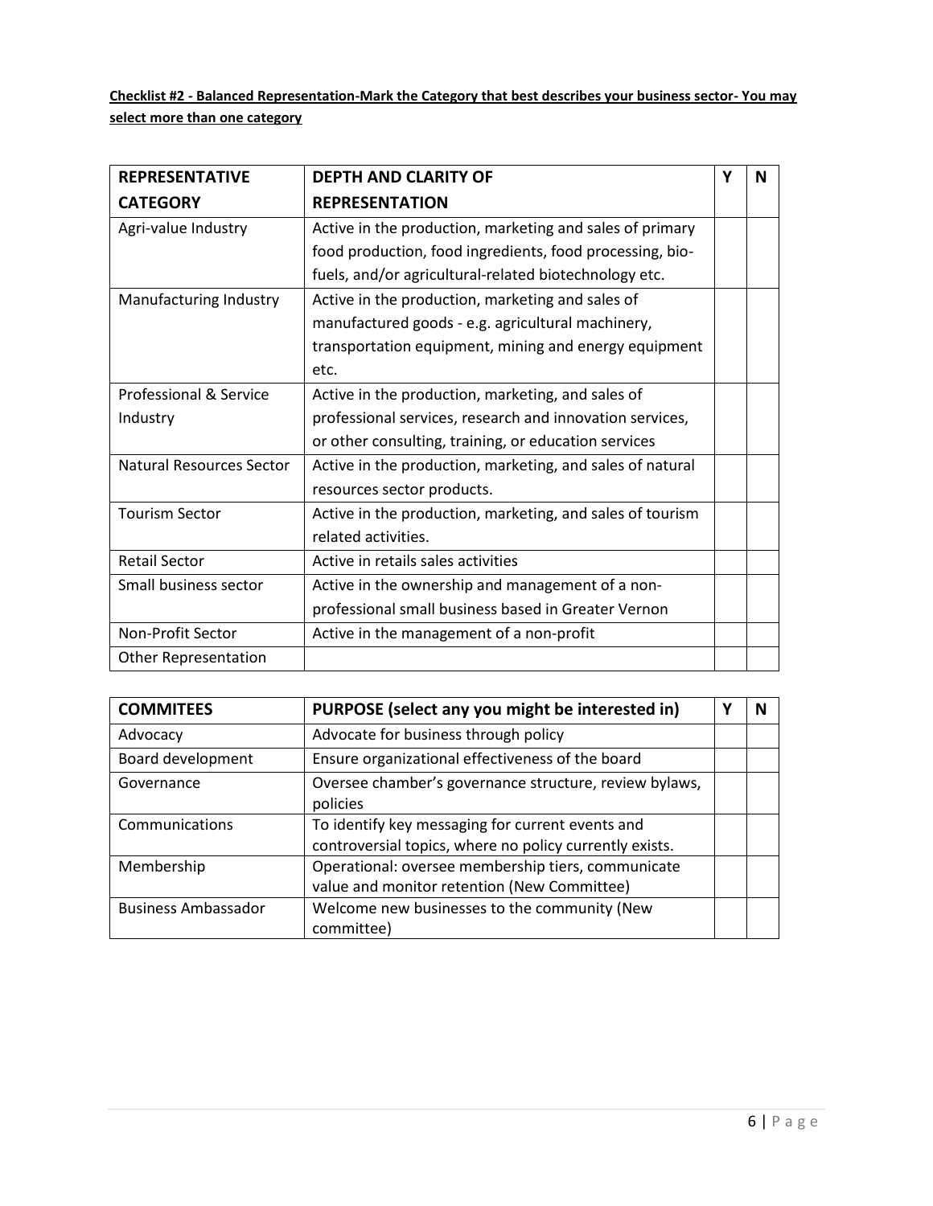**Checklist #2 - Balanced Representation-Mark the Category that best describes your business sector- You may select more than one category**

| REPRESENTATIVE CATEGORY | DEPTH AND CLARITY OF REPRESENTATION | Y | N |
|---|---|---|---|
| Agri-value Industry | Active in the production, marketing and sales of primary food production, food ingredients, food processing, bio-fuels, and/or agricultural-related biotechnology etc. | | |
| Manufacturing Industry | Active in the production, marketing and sales of manufactured goods - e.g. agricultural machinery, transportation equipment, mining and energy equipment etc. | | |
| Professional & Service Industry | Active in the production, marketing, and sales of professional services, research and innovation services, or other consulting, training, or education services | | |
| Natural Resources Sector | Active in the production, marketing, and sales of natural resources sector products. | | |
| Tourism Sector | Active in the production, marketing, and sales of tourism related activities. | | |
| Retail Sector | Active in retails sales activities | | |
| Small business sector | Active in the ownership and management of a non-professional small business based in Greater Vernon | | |
| Non-Profit Sector | Active in the management of a non-profit | | |
| Other Representation | | | |

| COMMITEES | PURPOSE (select any you might be interested in) | Y | N |
|---|---|---|---|
| Advocacy | Advocate for business through policy | | |
| Board development | Ensure organizational effectiveness of the board | | |
| Governance | Oversee chamber's governance structure, review bylaws, policies | | |
| Communications | To identify key messaging for current events and controversial topics, where no policy currently exists. | | |
| Membership | Operational: oversee membership tiers, communicate value and monitor retention (New Committee) | | |
| Business Ambassador | Welcome new businesses to the community (New committee) | | |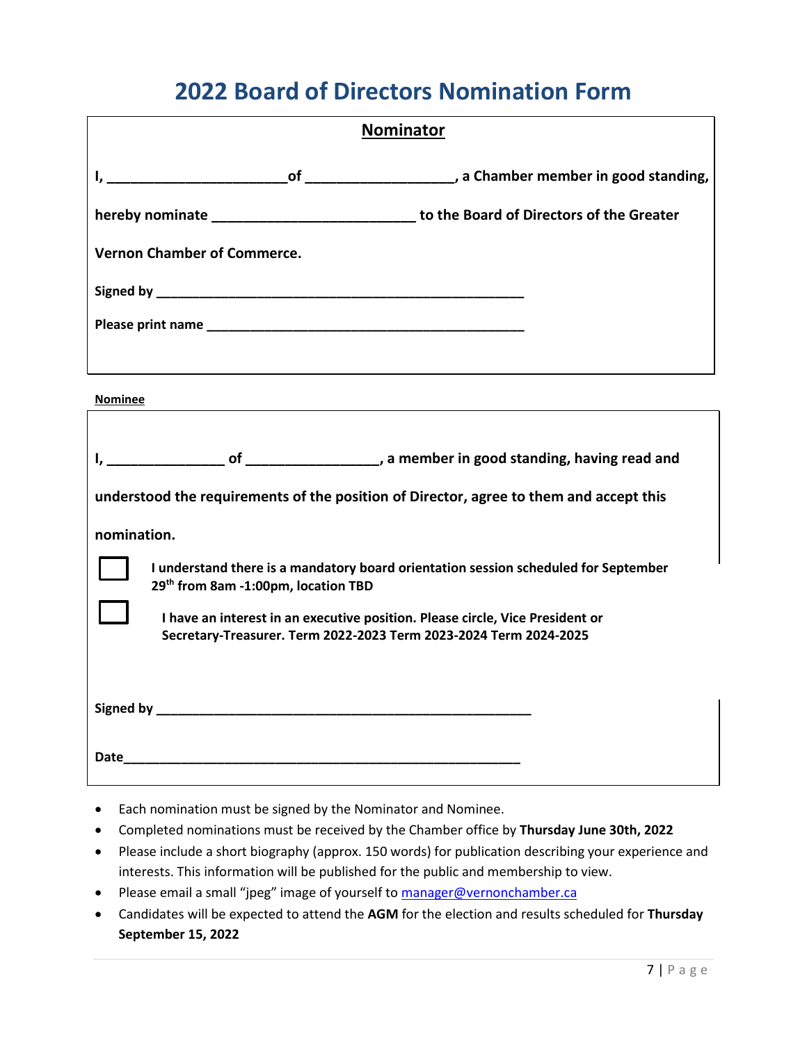# 2022 Board of Directors Nomination Form

## Nominator

**I, \_\_\_\_\_\_\_\_\_\_\_\_\_\_\_\_\_\_\_\_\_\_\_ of \_\_\_\_\_\_\_\_\_\_\_\_\_\_\_\_\_\_\_, a Chamber member in good standing,**

**hereby nominate \_\_\_\_\_\_\_\_\_\_\_\_\_\_\_\_\_\_\_\_\_\_\_\_\_\_ to the Board of Directors of the Greater Vernon Chamber of Commerce.**

**Signed by \_\_\_\_\_\_\_\_\_\_\_\_\_\_\_\_\_\_\_\_\_\_\_\_\_\_\_\_\_\_\_\_\_\_\_\_\_\_\_\_\_\_\_\_\_\_\_\_**

**Please print name \_\_\_\_\_\_\_\_\_\_\_\_\_\_\_\_\_\_\_\_\_\_\_\_\_\_\_\_\_\_\_\_\_\_\_\_\_\_\_\_\_\_**

**Nominee**

**I, \_\_\_\_\_\_\_\_\_\_\_\_\_\_\_ of \_\_\_\_\_\_\_\_\_\_\_\_\_\_\_\_\_, a member in good standing, having read and understood the requirements of the position of Director, agree to them and accept this nomination.**

- ☐ **I understand there is a mandatory board orientation session scheduled for September 29th from 8am -1:00pm, location TBD**
- ☐ **I have an interest in an executive position. Please circle, Vice President or Secretary-Treasurer. Term 2022-2023 Term 2023-2024 Term 2024-2025**

**Signed by \_\_\_\_\_\_\_\_\_\_\_\_\_\_\_\_\_\_\_\_\_\_\_\_\_\_\_\_\_\_\_\_\_\_\_\_\_\_\_\_\_\_\_\_\_\_\_\_\_\_\_**

**Date\_\_\_\_\_\_\_\_\_\_\_\_\_\_\_\_\_\_\_\_\_\_\_\_\_\_\_\_\_\_\_\_\_\_\_\_\_\_\_\_\_\_\_\_\_\_\_\_\_\_\_\_\_\_\_\_**

- Each nomination must be signed by the Nominator and Nominee.
- Completed nominations must be received by the Chamber office by **Thursday June 30th, 2022**
- Please include a short biography (approx. 150 words) for publication describing your experience and interests. This information will be published for the public and membership to view.
- Please email a small "jpeg" image of yourself to manager@vernonchamber.ca
- Candidates will be expected to attend the **AGM** for the election and results scheduled for **Thursday September 15, 2022**